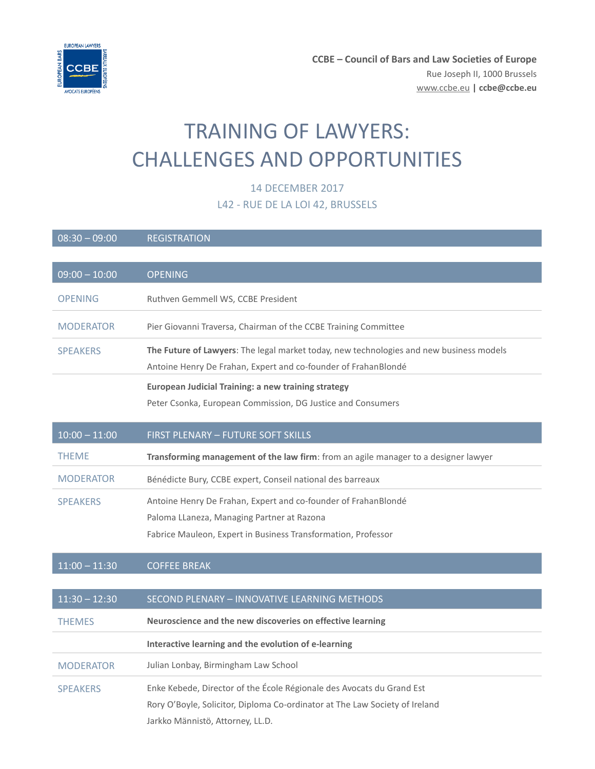**CCBE – Council of Bars and Law Societies of Europe**
Rue Joseph II, 1000 Brussels
www.ccbe.eu | **ccbe@ccbe.eu**

# TRAINING OF LAWYERS: CHALLENGES AND OPPORTUNITIES

14 DECEMBER 2017
L42 - RUE DE LA LOI 42, BRUSSELS

| 08:30 – 09:00 | REGISTRATION |
| --- | --- |

| 09:00 – 10:00 | OPENING |
| --- | --- |
| OPENING | Ruthven Gemmell WS, CCBE President |
| MODERATOR | Pier Giovanni Traversa, Chairman of the CCBE Training Committee |
| SPEAKERS | **The Future of Lawyers**: The legal market today, new technologies and new business models<br>Antoine Henry De Frahan, Expert and co-founder of FrahanBlondé |
| | **European Judicial Training: a new training strategy**<br>Peter Csonka, European Commission, DG Justice and Consumers |

| 10:00 – 11:00 | FIRST PLENARY – FUTURE SOFT SKILLS |
| --- | --- |
| THEME | **Transforming management of the law firm**: from an agile manager to a designer lawyer |
| MODERATOR | Bénédicte Bury, CCBE expert, Conseil national des barreaux |
| SPEAKERS | Antoine Henry De Frahan, Expert and co-founder of FrahanBlondé<br>Paloma LLaneza, Managing Partner at Razona<br>Fabrice Mauleon, Expert in Business Transformation, Professor |

| 11:00 – 11:30 | COFFEE BREAK |
| --- | --- |

| 11:30 – 12:30 | SECOND PLENARY – INNOVATIVE LEARNING METHODS |
| --- | --- |
| THEMES | **Neuroscience and the new discoveries on effective learning** |
| | **Interactive learning and the evolution of e-learning** |
| MODERATOR | Julian Lonbay, Birmingham Law School |
| SPEAKERS | Enke Kebede, Director of the École Régionale des Avocats du Grand Est<br>Rory O'Boyle, Solicitor, Diploma Co-ordinator at The Law Society of Ireland<br>Jarkko Männistö, Attorney, LL.D. |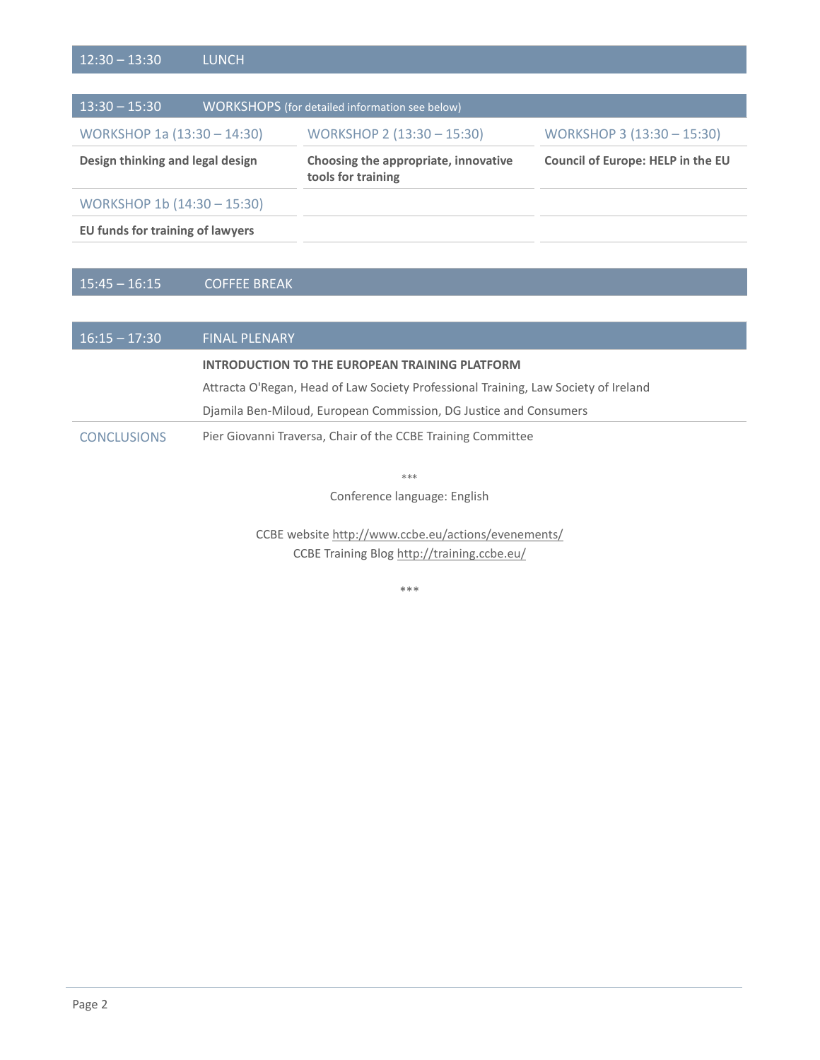| 12:30 – 13:30 | LUNCH |
|---|---|

| 13:30 – 15:30 | WORKSHOPS (for detailed information see below) | |
|---|---|---|
| WORKSHOP 1a (13:30 – 14:30) | WORKSHOP 2 (13:30 – 15:30) | WORKSHOP 3 (13:30 – 15:30) |
| **Design thinking and legal design** | **Choosing the appropriate, innovative tools for training** | **Council of Europe: HELP in the EU** |
| WORKSHOP 1b (14:30 – 15:30) | | |
| **EU funds for training of lawyers** | | |

| 15:45 – 16:15 | COFFEE BREAK |
|---|---|

| 16:15 – 17:30 | FINAL PLENARY |
|---|---|
| | **INTRODUCTION TO THE EUROPEAN TRAINING PLATFORM** |
| | Attracta O'Regan, Head of Law Society Professional Training, Law Society of Ireland |
| | Djamila Ben-Miloud, European Commission, DG Justice and Consumers |
| CONCLUSIONS | Pier Giovanni Traversa, Chair of the CCBE Training Committee |

***

Conference language: English

CCBE website http://www.ccbe.eu/actions/evenements/
CCBE Training Blog http://training.ccbe.eu/

***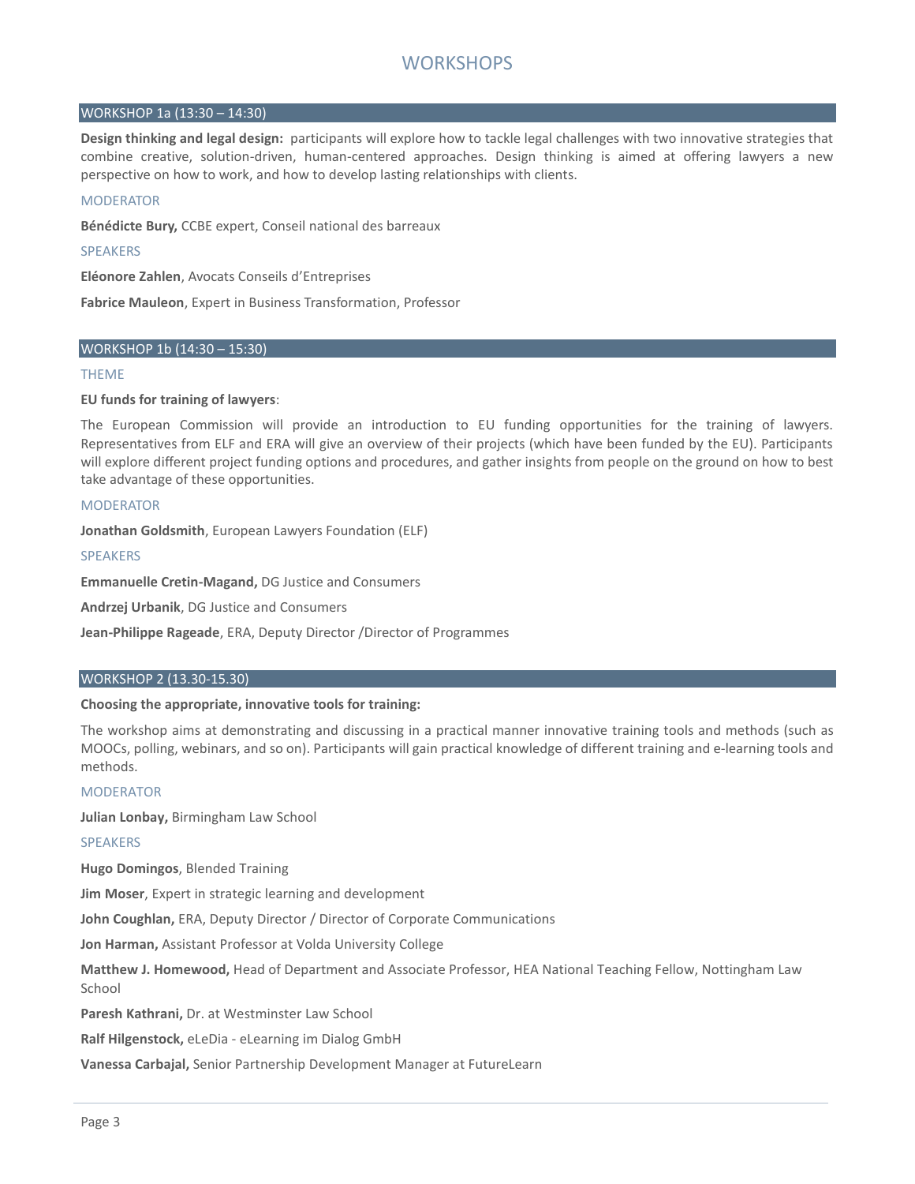# WORKSHOPS

## WORKSHOP 1a (13:30 – 14:30)

**Design thinking and legal design:** participants will explore how to tackle legal challenges with two innovative strategies that combine creative, solution-driven, human-centered approaches. Design thinking is aimed at offering lawyers a new perspective on how to work, and how to develop lasting relationships with clients.

### MODERATOR

**Bénédicte Bury,** CCBE expert, Conseil national des barreaux

### SPEAKERS

**Eléonore Zahlen**, Avocats Conseils d'Entreprises

**Fabrice Mauleon**, Expert in Business Transformation, Professor

## WORKSHOP 1b (14:30 – 15:30)

### THEME

**EU funds for training of lawyers**:

The European Commission will provide an introduction to EU funding opportunities for the training of lawyers. Representatives from ELF and ERA will give an overview of their projects (which have been funded by the EU). Participants will explore different project funding options and procedures, and gather insights from people on the ground on how to best take advantage of these opportunities.

### MODERATOR

**Jonathan Goldsmith**, European Lawyers Foundation (ELF)

### SPEAKERS

**Emmanuelle Cretin-Magand,** DG Justice and Consumers

**Andrzej Urbanik**, DG Justice and Consumers

**Jean-Philippe Rageade**, ERA, Deputy Director /Director of Programmes

## WORKSHOP 2 (13.30-15.30)

**Choosing the appropriate, innovative tools for training:**

The workshop aims at demonstrating and discussing in a practical manner innovative training tools and methods (such as MOOCs, polling, webinars, and so on). Participants will gain practical knowledge of different training and e-learning tools and methods.

### MODERATOR

**Julian Lonbay,** Birmingham Law School

### SPEAKERS

**Hugo Domingos**, Blended Training

**Jim Moser**, Expert in strategic learning and development

**John Coughlan,** ERA, Deputy Director / Director of Corporate Communications

**Jon Harman,** Assistant Professor at Volda University College

**Matthew J. Homewood,** Head of Department and Associate Professor, HEA National Teaching Fellow, Nottingham Law School

**Paresh Kathrani,** Dr. at Westminster Law School

**Ralf Hilgenstock,** eLeDia - eLearning im Dialog GmbH

**Vanessa Carbajal,** Senior Partnership Development Manager at FutureLearn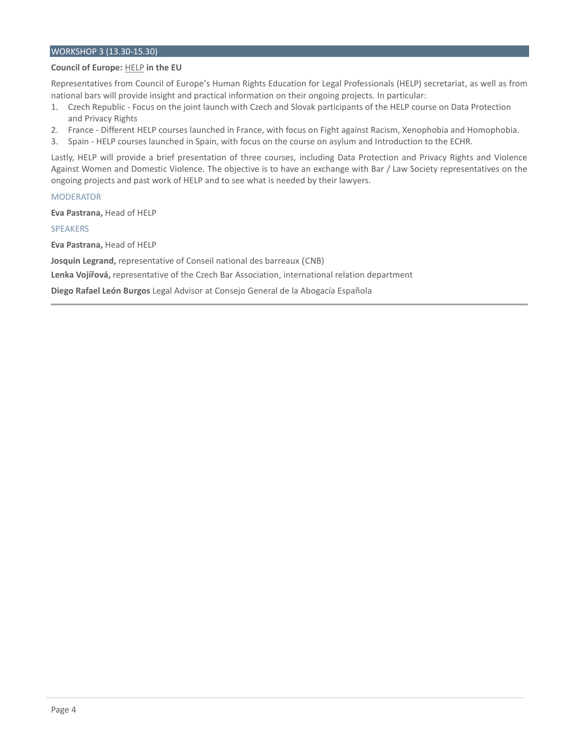## WORKSHOP 3 (13.30-15.30)

**Council of Europe:** HELP **in the EU**

Representatives from Council of Europe's Human Rights Education for Legal Professionals (HELP) secretariat, as well as from national bars will provide insight and practical information on their ongoing projects. In particular:

1. Czech Republic - Focus on the joint launch with Czech and Slovak participants of the HELP course on Data Protection and Privacy Rights
2. France - Different HELP courses launched in France, with focus on Fight against Racism, Xenophobia and Homophobia.
3. Spain - HELP courses launched in Spain, with focus on the course on asylum and Introduction to the ECHR.

Lastly, HELP will provide a brief presentation of three courses, including Data Protection and Privacy Rights and Violence Against Women and Domestic Violence. The objective is to have an exchange with Bar / Law Society representatives on the ongoing projects and past work of HELP and to see what is needed by their lawyers.

MODERATOR

**Eva Pastrana,** Head of HELP

SPEAKERS

**Eva Pastrana,** Head of HELP

**Josquin Legrand,** representative of Conseil national des barreaux (CNB)

**Lenka Vojířová,** representative of the Czech Bar Association, international relation department

**Diego Rafael León Burgos** Legal Advisor at Consejo General de la Abogacía Española